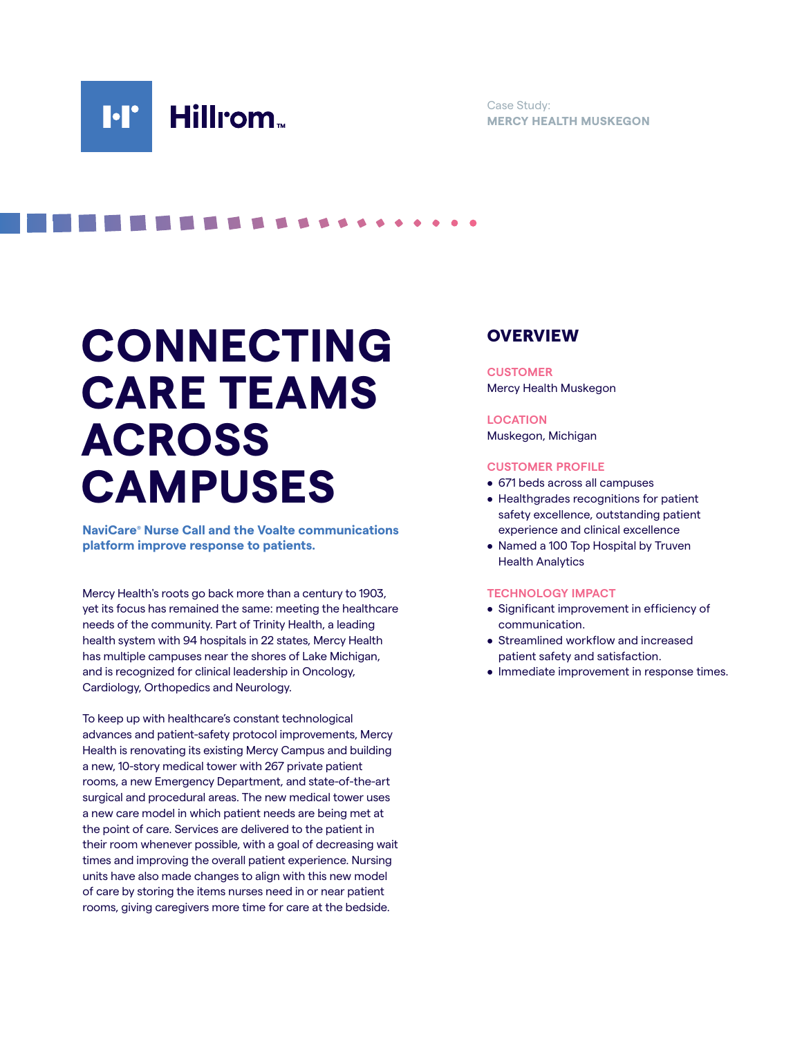Hillrom™

Case Study:
**MERCY HEALTH MUSKEGON**

# CONNECTING CARE TEAMS ACROSS CAMPUSES

**NaviCare® Nurse Call and the Voalte communications platform improve response to patients.**

Mercy Health's roots go back more than a century to 1903, yet its focus has remained the same: meeting the healthcare needs of the community. Part of Trinity Health, a leading health system with 94 hospitals in 22 states, Mercy Health has multiple campuses near the shores of Lake Michigan, and is recognized for clinical leadership in Oncology, Cardiology, Orthopedics and Neurology.

To keep up with healthcare's constant technological advances and patient-safety protocol improvements, Mercy Health is renovating its existing Mercy Campus and building a new, 10-story medical tower with 267 private patient rooms, a new Emergency Department, and state-of-the-art surgical and procedural areas. The new medical tower uses a new care model in which patient needs are being met at the point of care. Services are delivered to the patient in their room whenever possible, with a goal of decreasing wait times and improving the overall patient experience. Nursing units have also made changes to align with this new model of care by storing the items nurses need in or near patient rooms, giving caregivers more time for care at the bedside.

## OVERVIEW

**CUSTOMER**
Mercy Health Muskegon

**LOCATION**
Muskegon, Michigan

**CUSTOMER PROFILE**

- 671 beds across all campuses
- Healthgrades recognitions for patient safety excellence, outstanding patient experience and clinical excellence
- Named a 100 Top Hospital by Truven Health Analytics

**TECHNOLOGY IMPACT**

- Significant improvement in efficiency of communication.
- Streamlined workflow and increased patient safety and satisfaction.
- Immediate improvement in response times.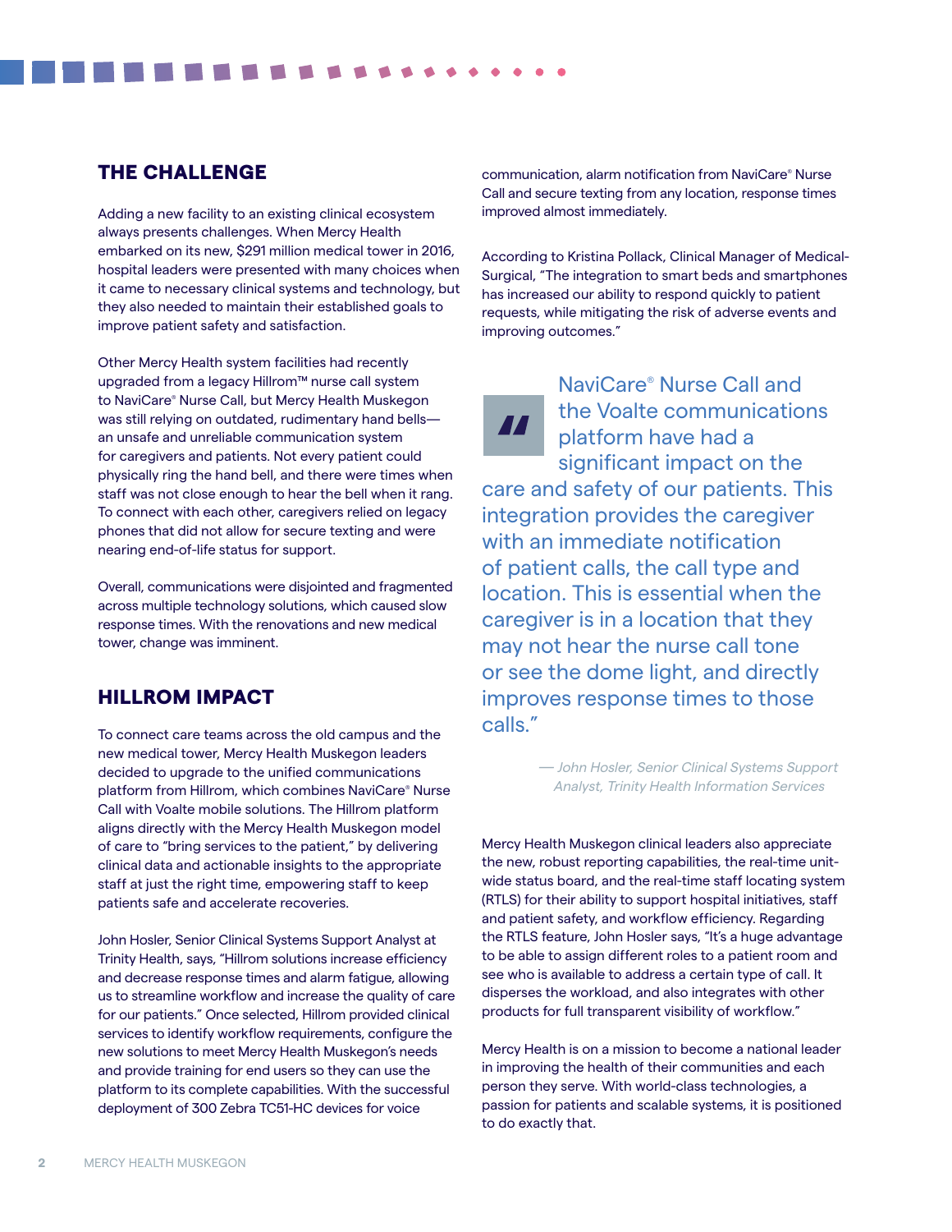## THE CHALLENGE

Adding a new facility to an existing clinical ecosystem always presents challenges. When Mercy Health embarked on its new, $291 million medical tower in 2016, hospital leaders were presented with many choices when it came to necessary clinical systems and technology, but they also needed to maintain their established goals to improve patient safety and satisfaction.

Other Mercy Health system facilities had recently upgraded from a legacy Hillrom™ nurse call system to NaviCare® Nurse Call, but Mercy Health Muskegon was still relying on outdated, rudimentary hand bells—an unsafe and unreliable communication system for caregivers and patients. Not every patient could physically ring the hand bell, and there were times when staff was not close enough to hear the bell when it rang. To connect with each other, caregivers relied on legacy phones that did not allow for secure texting and were nearing end-of-life status for support.

Overall, communications were disjointed and fragmented across multiple technology solutions, which caused slow response times. With the renovations and new medical tower, change was imminent.

## HILLROM IMPACT

To connect care teams across the old campus and the new medical tower, Mercy Health Muskegon leaders decided to upgrade to the unified communications platform from Hillrom, which combines NaviCare® Nurse Call with Voalte mobile solutions. The Hillrom platform aligns directly with the Mercy Health Muskegon model of care to "bring services to the patient," by delivering clinical data and actionable insights to the appropriate staff at just the right time, empowering staff to keep patients safe and accelerate recoveries.

John Hosler, Senior Clinical Systems Support Analyst at Trinity Health, says, "Hillrom solutions increase efficiency and decrease response times and alarm fatigue, allowing us to streamline workflow and increase the quality of care for our patients." Once selected, Hillrom provided clinical services to identify workflow requirements, configure the new solutions to meet Mercy Health Muskegon's needs and provide training for end users so they can use the platform to its complete capabilities. With the successful deployment of 300 Zebra TC51-HC devices for voice communication, alarm notification from NaviCare® Nurse Call and secure texting from any location, response times improved almost immediately.

According to Kristina Pollack, Clinical Manager of Medical-Surgical, "The integration to smart beds and smartphones has increased our ability to respond quickly to patient requests, while mitigating the risk of adverse events and improving outcomes."

> NaviCare® Nurse Call and the Voalte communications platform have had a significant impact on the care and safety of our patients. This integration provides the caregiver with an immediate notification of patient calls, the call type and location. This is essential when the caregiver is in a location that they may not hear the nurse call tone or see the dome light, and directly improves response times to those calls."
>
> *— John Hosler, Senior Clinical Systems Support Analyst, Trinity Health Information Services*

Mercy Health Muskegon clinical leaders also appreciate the new, robust reporting capabilities, the real-time unit-wide status board, and the real-time staff locating system (RTLS) for their ability to support hospital initiatives, staff and patient safety, and workflow efficiency. Regarding the RTLS feature, John Hosler says, "It's a huge advantage to be able to assign different roles to a patient room and see who is available to address a certain type of call. It disperses the workload, and also integrates with other products for full transparent visibility of workflow."

Mercy Health is on a mission to become a national leader in improving the health of their communities and each person they serve. With world-class technologies, a passion for patients and scalable systems, it is positioned to do exactly that.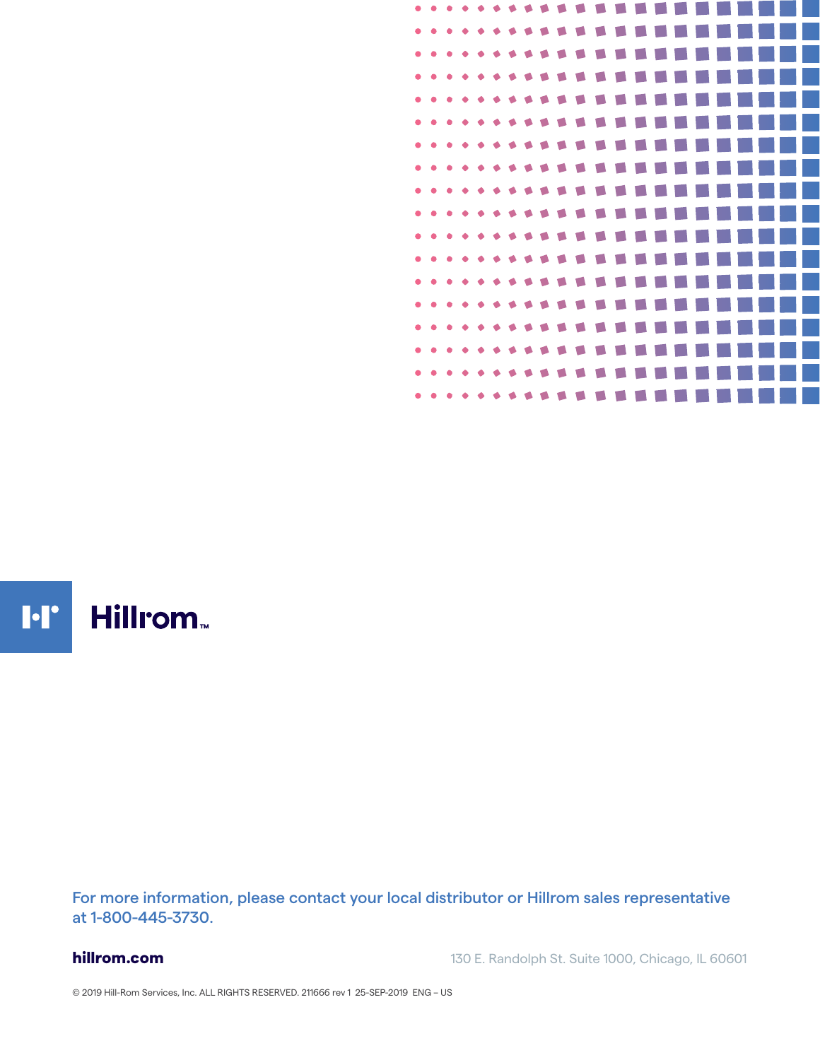Hillrom™

For more information, please contact your local distributor or Hillrom sales representative at 1-800-445-3730.

**hillrom.com**

130 E. Randolph St. Suite 1000, Chicago, IL 60601

© 2019 Hill-Rom Services, Inc. ALL RIGHTS RESERVED. 211666 rev 1 25-SEP-2019 ENG – US